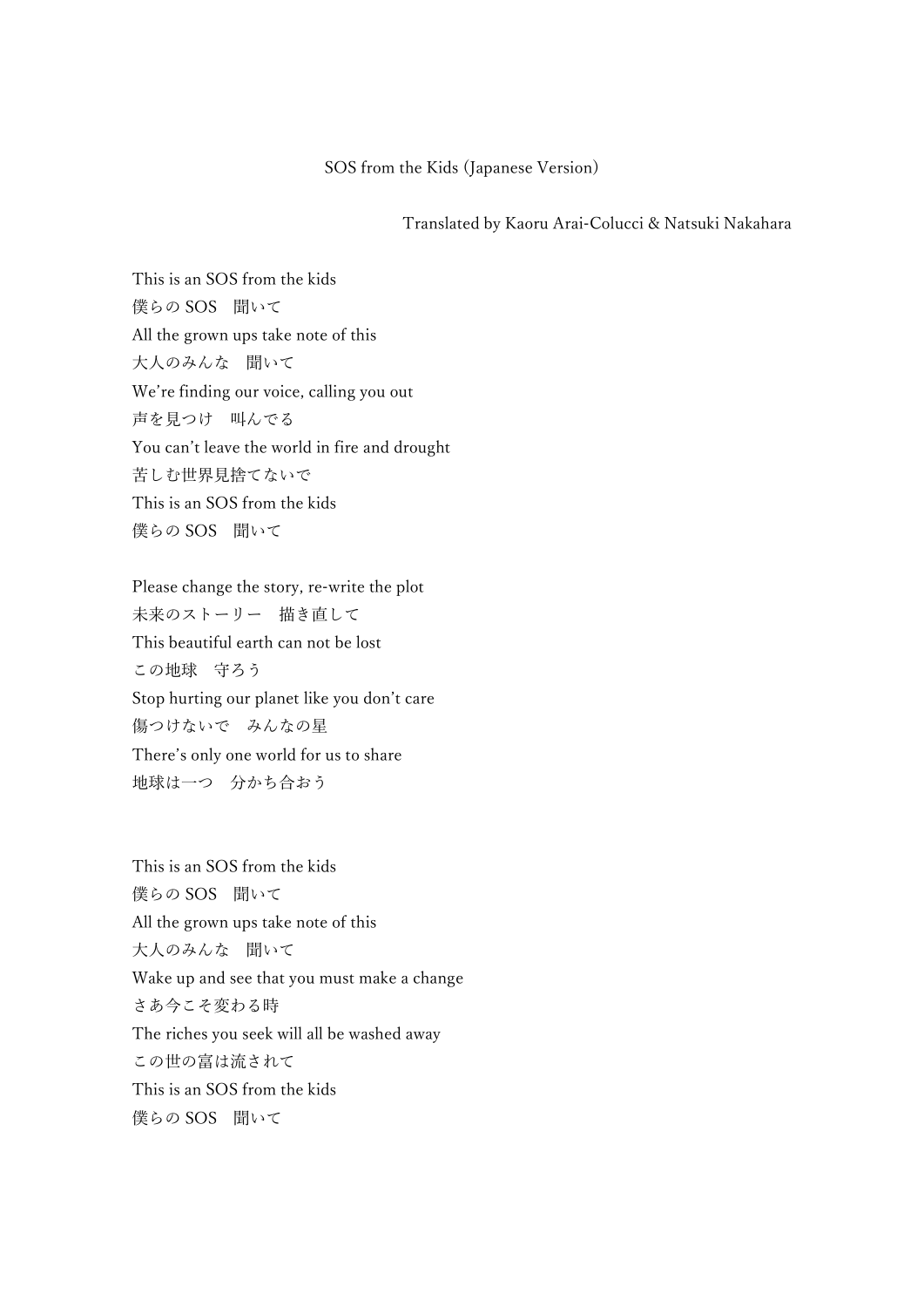# SOS from the Kids (Japanese Version)

Translated by Kaoru Arai-Colucci & Natsuki Nakahara

This is an SOS from the kids
僕らの SOS　聞いて
All the grown ups take note of this
大人のみんな　聞いて
We're finding our voice, calling you out
声を見つけ　叫んでる
You can't leave the world in fire and drought
苦しむ世界見捨てないで
This is an SOS from the kids
僕らの SOS　聞いて

Please change the story, re-write the plot
未来のストーリー　描き直して
This beautiful earth can not be lost
この地球　守ろう
Stop hurting our planet like you don't care
傷つけないで　みんなの星
There's only one world for us to share
地球は一つ　分かち合おう

This is an SOS from the kids
僕らの SOS　聞いて
All the grown ups take note of this
大人のみんな　聞いて
Wake up and see that you must make a change
さあ今こそ変わる時
The riches you seek will all be washed away
この世の富は流されて
This is an SOS from the kids
僕らの SOS　聞いて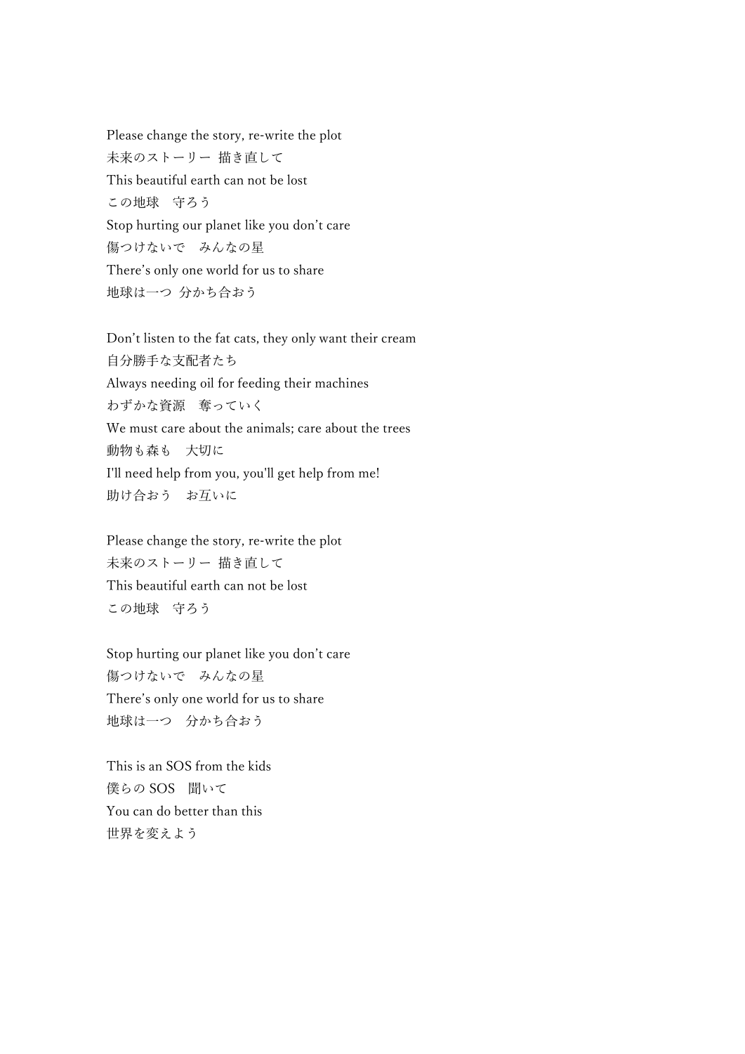Please change the story, re-write the plot
未来のストーリー 描き直して
This beautiful earth can not be lost
この地球　守ろう
Stop hurting our planet like you don't care
傷つけないで　みんなの星
There's only one world for us to share
地球は一つ 分かち合おう

Don't listen to the fat cats, they only want their cream
自分勝手な支配者たち
Always needing oil for feeding their machines
わずかな資源　奪っていく
We must care about the animals; care about the trees
動物も森も　大切に
I'll need help from you, you'll get help from me!
助け合おう　お互いに

Please change the story, re-write the plot
未来のストーリー 描き直して
This beautiful earth can not be lost
この地球　守ろう

Stop hurting our planet like you don't care
傷つけないで　みんなの星
There's only one world for us to share
地球は一つ　分かち合おう

This is an SOS from the kids
僕らの SOS　聞いて
You can do better than this
世界を変えよう